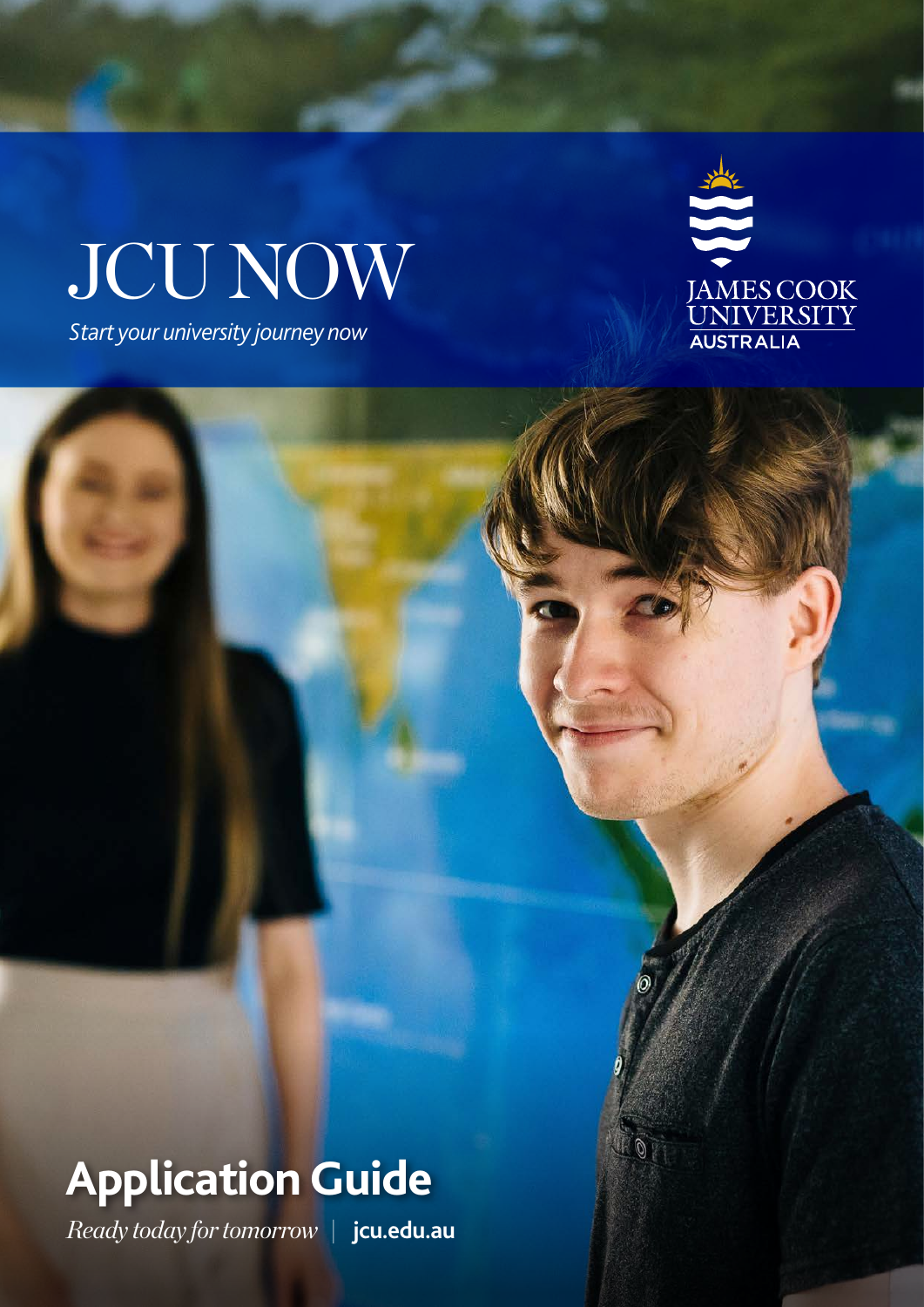# JCU NOW

*Start your university journey now*

JAMES COOK UNIVERSITY AUSTRALIA

## Application Guide

*Ready today for tomorrow* | **jcu.edu.au**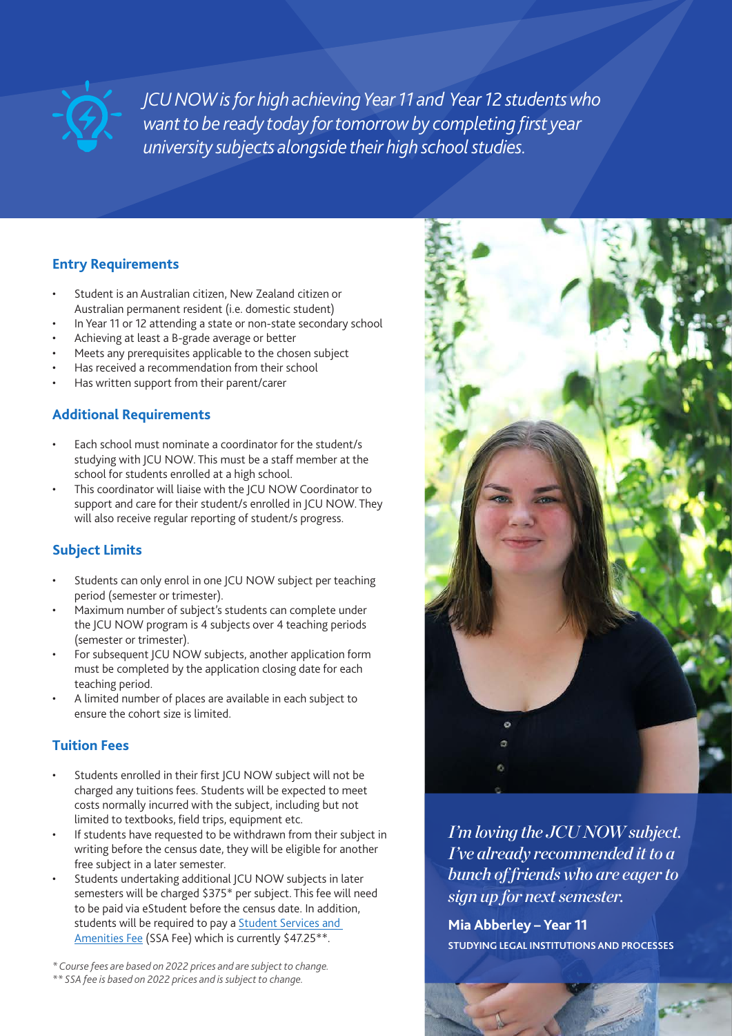*JCU NOW is for high achieving Year 11 and Year 12 students who want to be ready today for tomorrow by completing first year university subjects alongside their high school studies.*

## Entry Requirements

- Student is an Australian citizen, New Zealand citizen or Australian permanent resident (i.e. domestic student)
- In Year 11 or 12 attending a state or non-state secondary school
- Achieving at least a B-grade average or better
- Meets any prerequisites applicable to the chosen subject
- Has received a recommendation from their school
- Has written support from their parent/carer

## Additional Requirements

- Each school must nominate a coordinator for the student/s studying with JCU NOW. This must be a staff member at the school for students enrolled at a high school.
- This coordinator will liaise with the JCU NOW Coordinator to support and care for their student/s enrolled in JCU NOW. They will also receive regular reporting of student/s progress.

## Subject Limits

- Students can only enrol in one JCU NOW subject per teaching period (semester or trimester).
- Maximum number of subject's students can complete under the JCU NOW program is 4 subjects over 4 teaching periods (semester or trimester).
- For subsequent JCU NOW subjects, another application form must be completed by the application closing date for each teaching period.
- A limited number of places are available in each subject to ensure the cohort size is limited.

## Tuition Fees

- Students enrolled in their first JCU NOW subject will not be charged any tuitions fees. Students will be expected to meet costs normally incurred with the subject, including but not limited to textbooks, field trips, equipment etc.
- If students have requested to be withdrawn from their subject in writing before the census date, they will be eligible for another free subject in a later semester.
- Students undertaking additional JCU NOW subjects in later semesters will be charged $375* per subject. This fee will need to be paid via eStudent before the census date. In addition, students will be required to pay a Student Services and Amenities Fee (SSA Fee) which is currently $47.25**.

*\* Course fees are based on 2022 prices and are subject to change.*
*\*\* SSA fee is based on 2022 prices and is subject to change.*

*I'm loving the JCU NOW subject. I've already recommended it to a bunch of friends who are eager to sign up for next semester.*

**Mia Abberley – Year 11**
STUDYING LEGAL INSTITUTIONS AND PROCESSES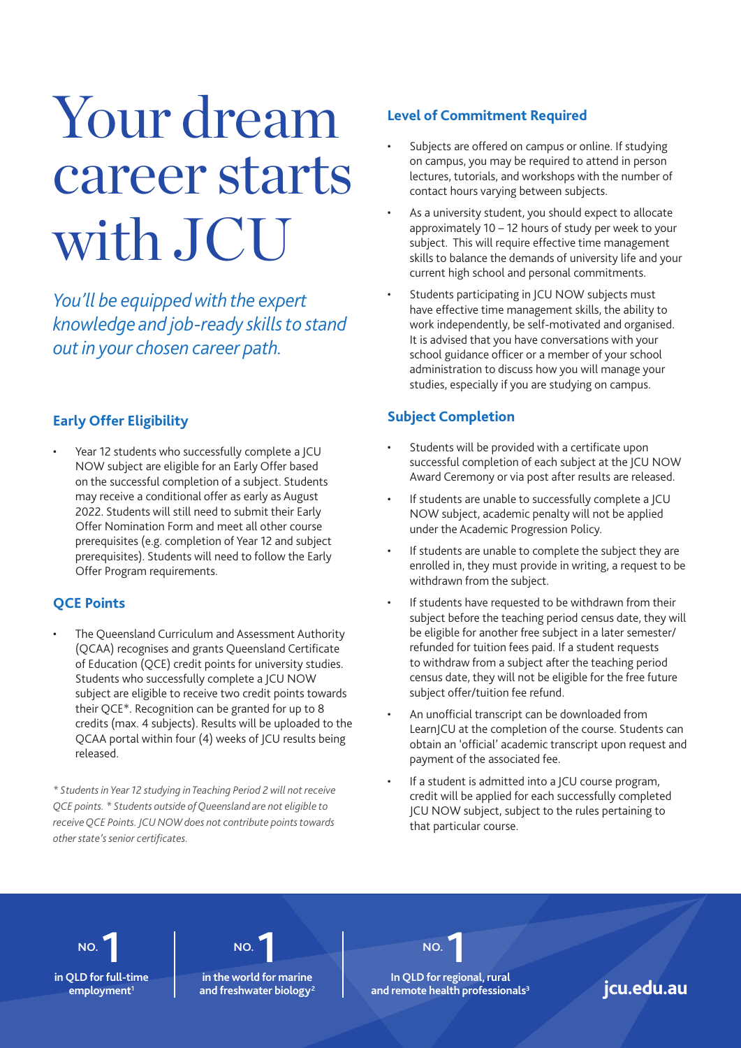# Your dream career starts with JCU

*You'll be equipped with the expert knowledge and job-ready skills to stand out in your chosen career path.*

## Early Offer Eligibility

- Year 12 students who successfully complete a JCU NOW subject are eligible for an Early Offer based on the successful completion of a subject. Students may receive a conditional offer as early as August 2022. Students will still need to submit their Early Offer Nomination Form and meet all other course prerequisites (e.g. completion of Year 12 and subject prerequisites). Students will need to follow the Early Offer Program requirements.

## QCE Points

- The Queensland Curriculum and Assessment Authority (QCAA) recognises and grants Queensland Certificate of Education (QCE) credit points for university studies. Students who successfully complete a JCU NOW subject are eligible to receive two credit points towards their QCE*. Recognition can be granted for up to 8 credits (max. 4 subjects). Results will be uploaded to the QCAA portal within four (4) weeks of JCU results being released.

*\* Students in Year 12 studying in Teaching Period 2 will not receive QCE points. \* Students outside of Queensland are not eligible to receive QCE Points. JCU NOW does not contribute points towards other state's senior certificates.*

## Level of Commitment Required

- Subjects are offered on campus or online. If studying on campus, you may be required to attend in person lectures, tutorials, and workshops with the number of contact hours varying between subjects.
- As a university student, you should expect to allocate approximately 10 – 12 hours of study per week to your subject. This will require effective time management skills to balance the demands of university life and your current high school and personal commitments.
- Students participating in JCU NOW subjects must have effective time management skills, the ability to work independently, be self-motivated and organised. It is advised that you have conversations with your school guidance officer or a member of your school administration to discuss how you will manage your studies, especially if you are studying on campus.

## Subject Completion

- Students will be provided with a certificate upon successful completion of each subject at the JCU NOW Award Ceremony or via post after results are released.
- If students are unable to successfully complete a JCU NOW subject, academic penalty will not be applied under the Academic Progression Policy.
- If students are unable to complete the subject they are enrolled in, they must provide in writing, a request to be withdrawn from the subject.
- If students have requested to be withdrawn from their subject before the teaching period census date, they will be eligible for another free subject in a later semester/ refunded for tuition fees paid. If a student requests to withdraw from a subject after the teaching period census date, they will not be eligible for the free future subject offer/tuition fee refund.
- An unofficial transcript can be downloaded from LearnJCU at the completion of the course. Students can obtain an 'official' academic transcript upon request and payment of the associated fee.
- If a student is admitted into a JCU course program, credit will be applied for each successfully completed JCU NOW subject, subject to the rules pertaining to that particular course.

**NO. 1** in QLD for full-time employment[1]

**NO. 1** in the world for marine and freshwater biology[2]

**NO. 1** In QLD for regional, rural and remote health professionals[3]

**jcu.edu.au**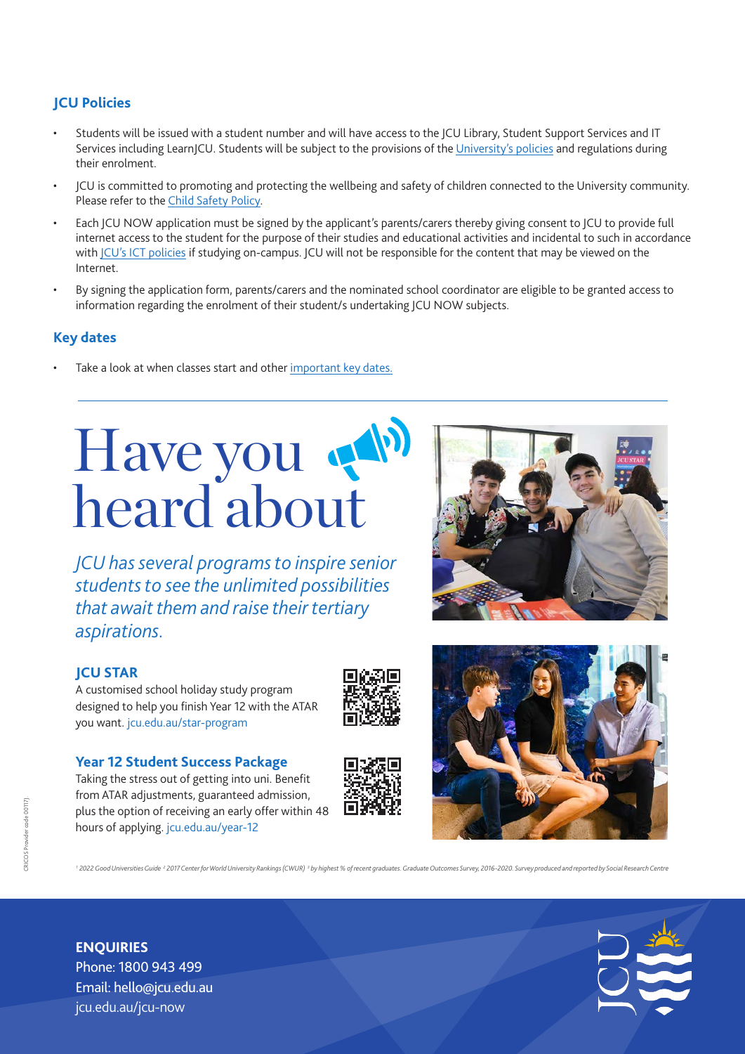## JCU Policies

- Students will be issued with a student number and will have access to the JCU Library, Student Support Services and IT Services including LearnJCU. Students will be subject to the provisions of the University's policies and regulations during their enrolment.
- JCU is committed to promoting and protecting the wellbeing and safety of children connected to the University community. Please refer to the Child Safety Policy.
- Each JCU NOW application must be signed by the applicant's parents/carers thereby giving consent to JCU to provide full internet access to the student for the purpose of their studies and educational activities and incidental to such in accordance with JCU's ICT policies if studying on-campus. JCU will not be responsible for the content that may be viewed on the Internet.
- By signing the application form, parents/carers and the nominated school coordinator are eligible to be granted access to information regarding the enrolment of their student/s undertaking JCU NOW subjects.

## Key dates

- Take a look at when classes start and other important key dates.

# Have you heard about

*JCU has several programs to inspire senior students to see the unlimited possibilities that await them and raise their tertiary aspirations.*

### JCU STAR

A customised school holiday study program designed to help you finish Year 12 with the ATAR you want. jcu.edu.au/star-program

### Year 12 Student Success Package

Taking the stress out of getting into uni. Benefit from ATAR adjustments, guaranteed admission, plus the option of receiving an early offer within 48 hours of applying. jcu.edu.au/year-12

[1] 2022 Good Universities Guide [2] 2017 Center for World University Rankings (CWUR) [3] by highest % of recent graduates. Graduate Outcomes Survey, 2016-2020. Survey produced and reported by Social Research Centre

CRICOS Provider code 00117J

**ENQUIRIES**
Phone: 1800 943 499
Email: hello@jcu.edu.au
jcu.edu.au/jcu-now